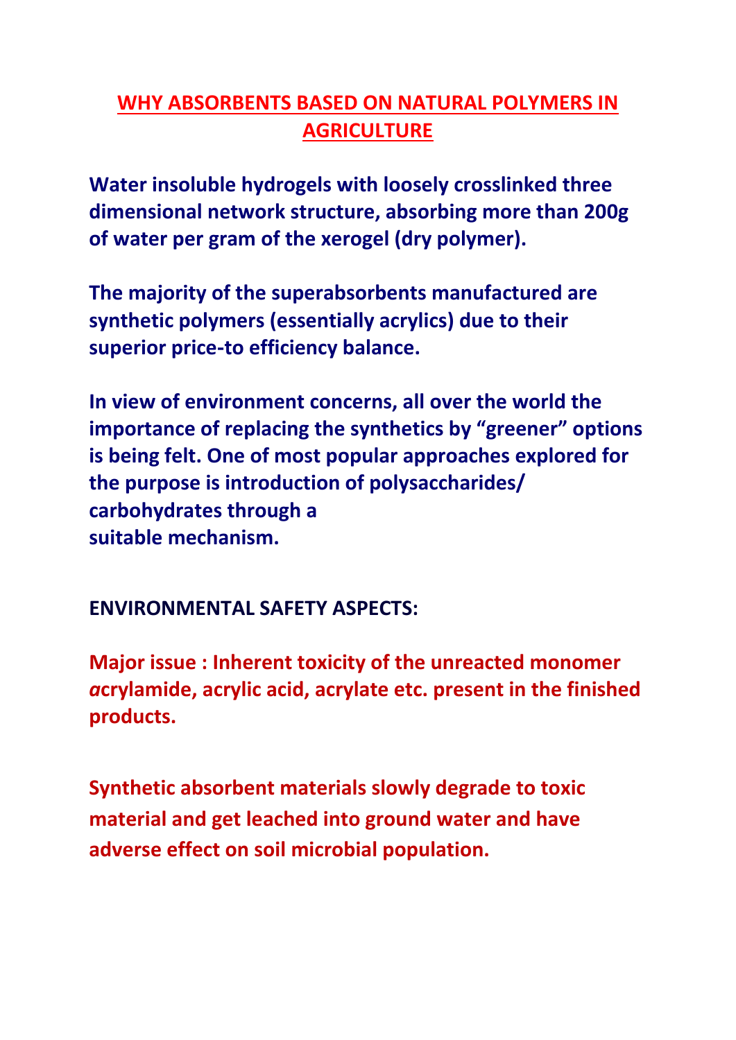# WHY ABSORBENTS BASED ON NATURAL POLYMERS IN AGRICULTURE

**Water insoluble hydrogels with loosely crosslinked three dimensional network structure, absorbing more than 200g of water per gram of the xerogel (dry polymer).**

**The majority of the superabsorbents manufactured are synthetic polymers (essentially acrylics) due to their superior price-to efficiency balance.**

**In view of environment concerns, all over the world the importance of replacing the synthetics by "greener" options is being felt. One of most popular approaches explored for the purpose is introduction of polysaccharides/ carbohydrates through a suitable mechanism.**

## ENVIRONMENTAL SAFETY ASPECTS:

**Major issue : Inherent toxicity of the unreacted monomer *a*crylamide, acrylic acid, acrylate etc. present in the finished products.**

**Synthetic absorbent materials slowly degrade to toxic material and get leached into ground water and have adverse effect on soil microbial population.**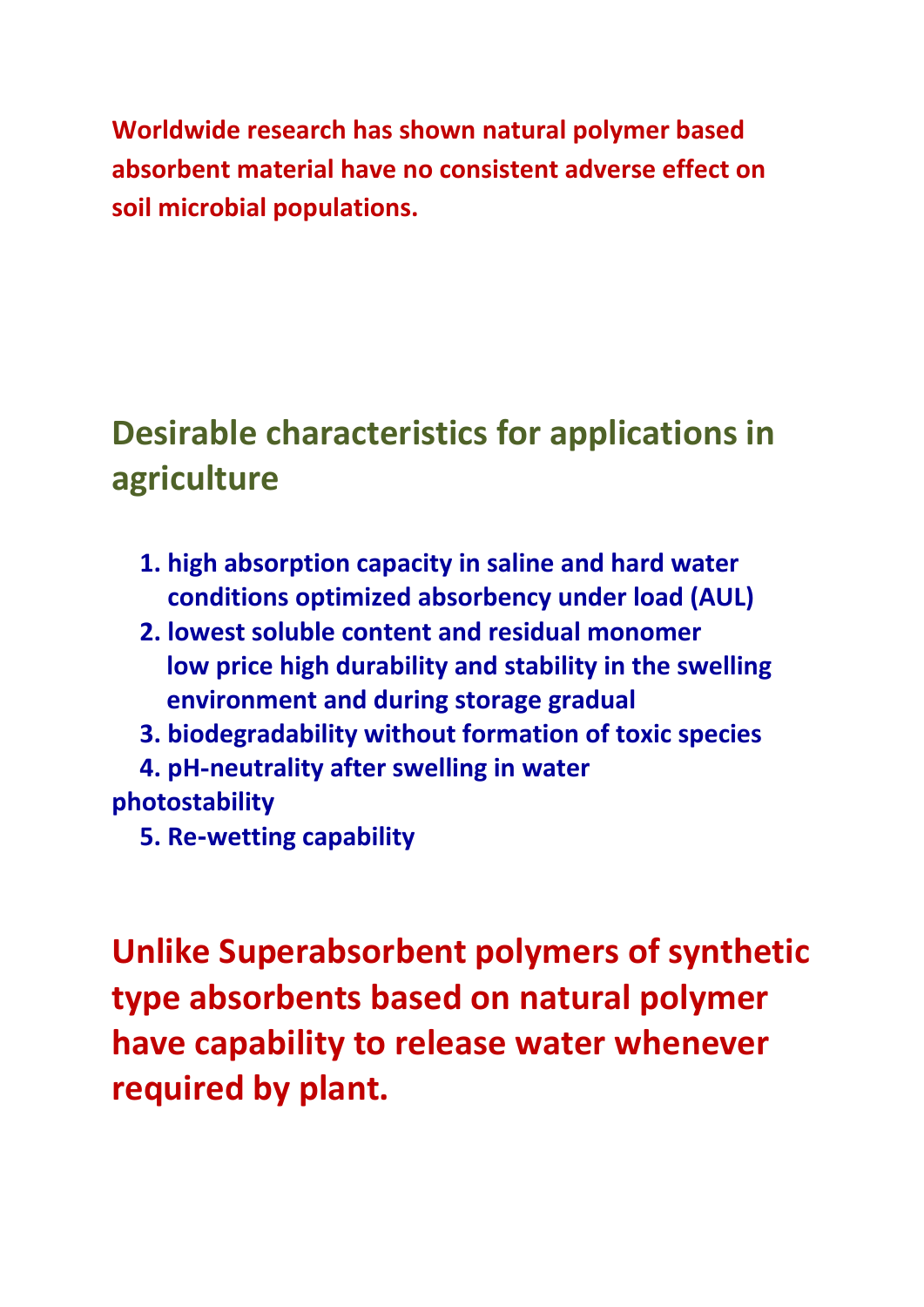**Worldwide research has shown natural polymer based absorbent material have no consistent adverse effect on soil microbial populations.**

## Desirable characteristics for applications in agriculture

1. **high absorption capacity in saline and hard water conditions optimized absorbency under load (AUL)**
2. **lowest soluble content and residual monomer low price high durability and stability in the swelling environment and during storage gradual**
3. **biodegradability without formation of toxic species**
4. **pH-neutrality after swelling in water**

**photostability**

5. **Re-wetting capability**

## Unlike Superabsorbent polymers of synthetic type absorbents based on natural polymer have capability to release water whenever required by plant.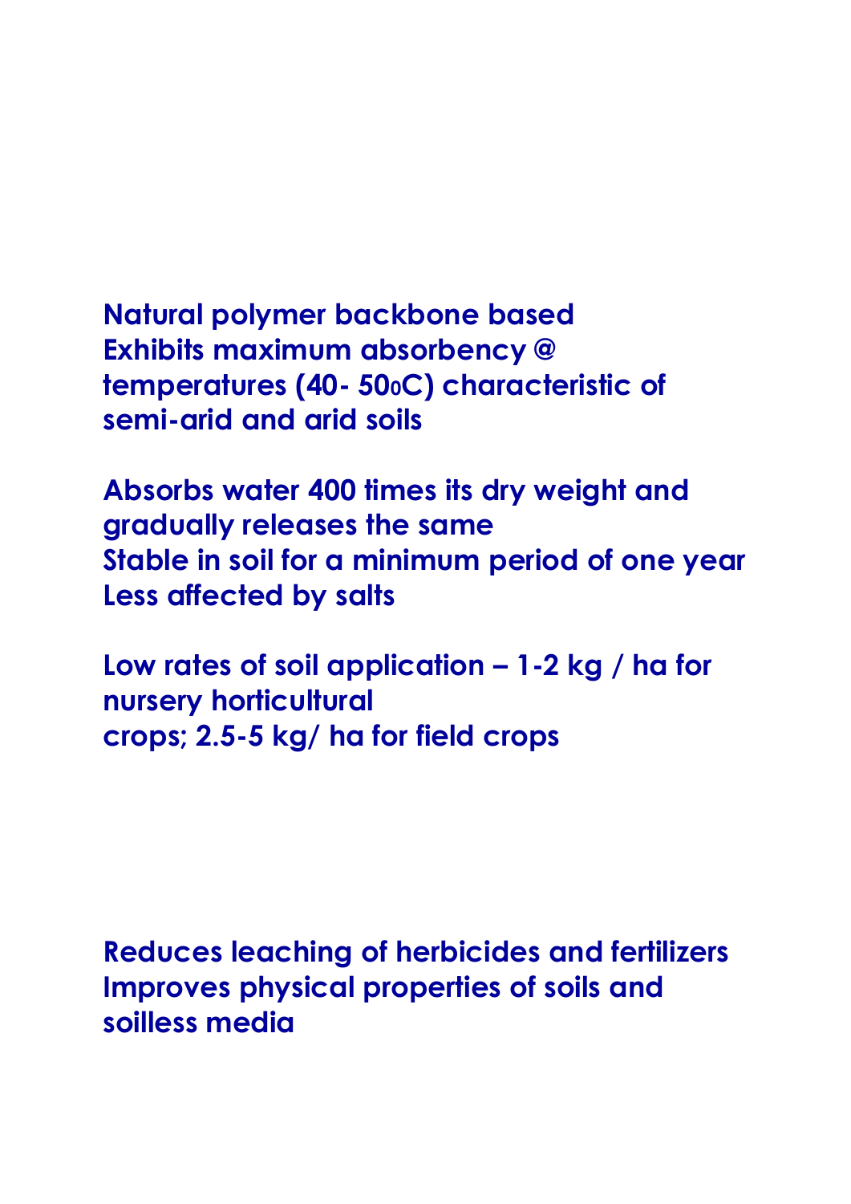**Natural polymer backbone based**
**Exhibits maximum absorbency @ temperatures (40- 50$^0$C) characteristic of semi-arid and arid soils**

**Absorbs water 400 times its dry weight and gradually releases the same**
**Stable in soil for a minimum period of one year**
**Less affected by salts**

**Low rates of soil application – 1-2 kg / ha for nursery horticultural crops; 2.5-5 kg/ ha for field crops**

**Reduces leaching of herbicides and fertilizers**
**Improves physical properties of soils and soilless media**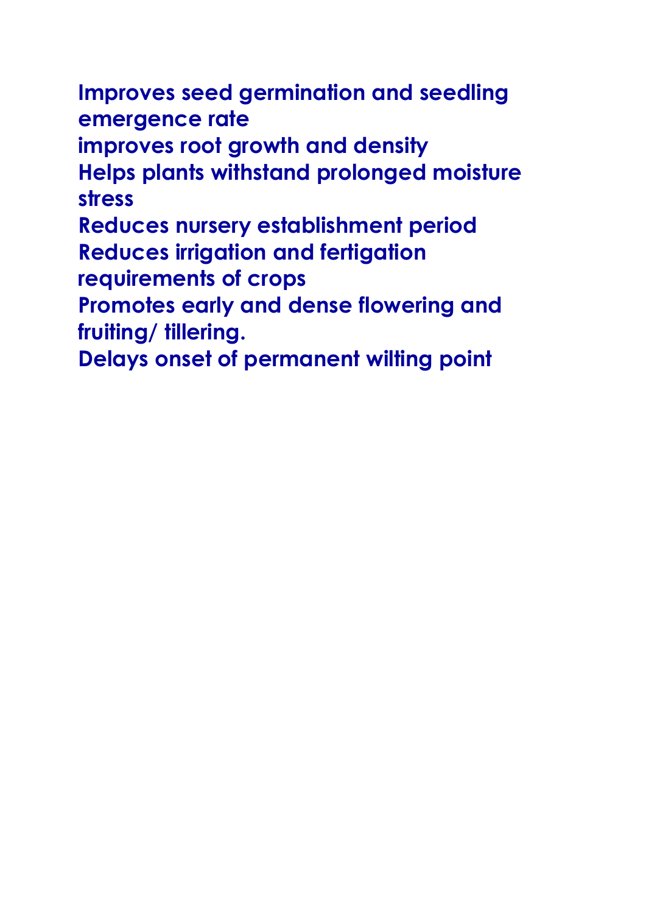**Improves seed germination and seedling emergence rate**
**improves root growth and density**
**Helps plants withstand prolonged moisture stress**
**Reduces nursery establishment period**
**Reduces irrigation and fertigation requirements of crops**
**Promotes early and dense flowering and fruiting/ tillering.**
**Delays onset of permanent wilting point**